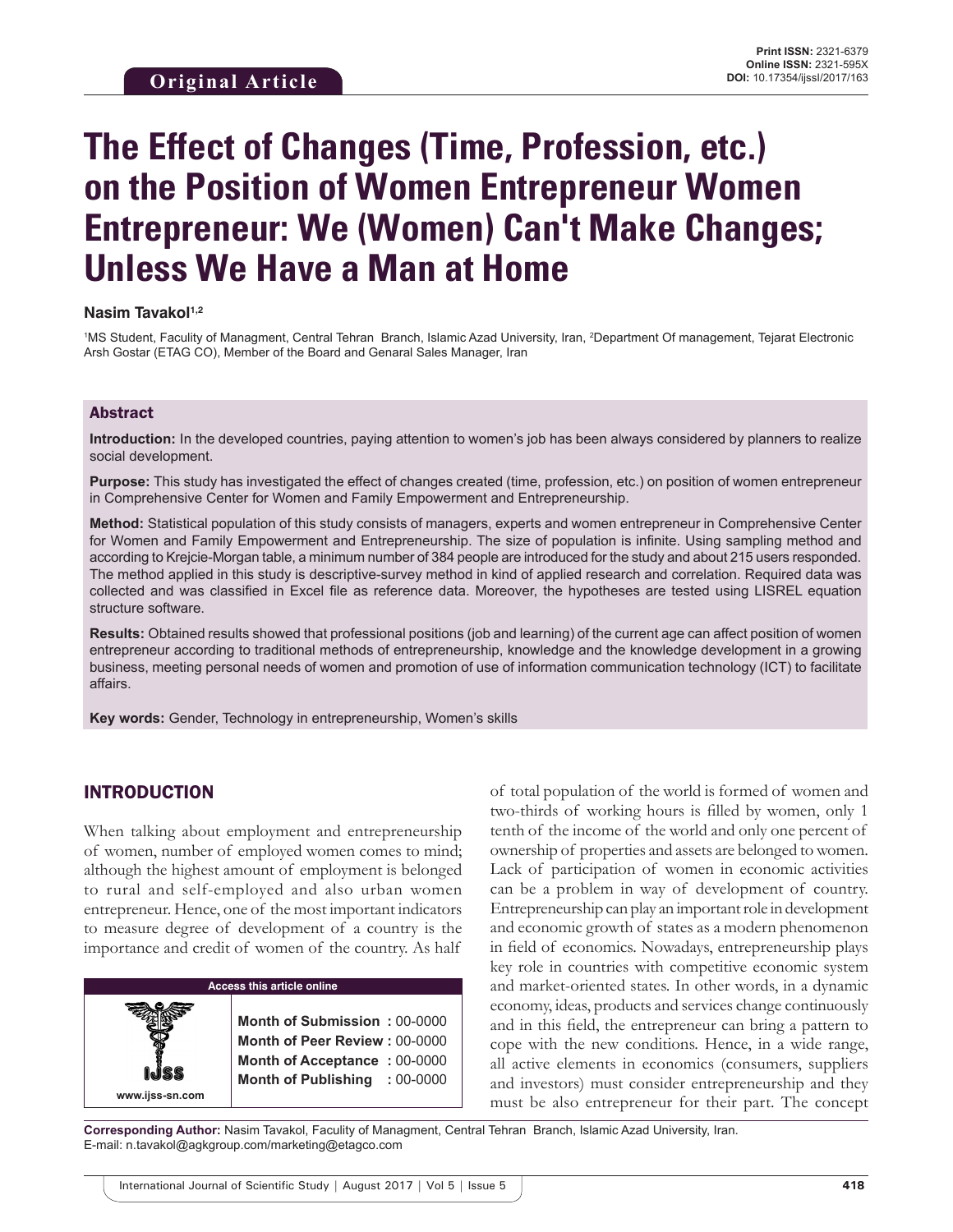**Original Article**

**Print ISSN:** 2321-6379
**Online ISSN:** 2321-595X
**DOI:** 10.17354/ijssI/2017/163

# The Effect of Changes (Time, Profession, etc.) on the Position of Women Entrepreneur Women Entrepreneur: We (Women) Can't Make Changes; Unless We Have a Man at Home

**Nasim Tavakol[1,2]**

[1]MS Student, Faculty of Managment, Central Tehran Branch, Islamic Azad University, Iran, [2]Department Of management, Tejarat Electronic Arsh Gostar (ETAG CO), Member of the Board and Genaral Sales Manager, Iran

## Abstract

**Introduction:** In the developed countries, paying attention to women's job has been always considered by planners to realize social development.

**Purpose:** This study has investigated the effect of changes created (time, profession, etc.) on position of women entrepreneur in Comprehensive Center for Women and Family Empowerment and Entrepreneurship.

**Method:** Statistical population of this study consists of managers, experts and women entrepreneur in Comprehensive Center for Women and Family Empowerment and Entrepreneurship. The size of population is infinite. Using sampling method and according to Krejcie-Morgan table, a minimum number of 384 people are introduced for the study and about 215 users responded. The method applied in this study is descriptive-survey method in kind of applied research and correlation. Required data was collected and was classified in Excel file as reference data. Moreover, the hypotheses are tested using LISREL equation structure software.

**Results:** Obtained results showed that professional positions (job and learning) of the current age can affect position of women entrepreneur according to traditional methods of entrepreneurship, knowledge and the knowledge development in a growing business, meeting personal needs of women and promotion of use of information communication technology (ICT) to facilitate affairs.

**Key words:** Gender, Technology in entrepreneurship, Women's skills

## INTRODUCTION

When talking about employment and entrepreneurship of women, number of employed women comes to mind; although the highest amount of employment is belonged to rural and self-employed and also urban women entrepreneur. Hence, one of the most important indicators to measure degree of development of a country is the importance and credit of women of the country. As half of total population of the world is formed of women and two-thirds of working hours is filled by women, only 1 tenth of the income of the world and only one percent of ownership of properties and assets are belonged to women. Lack of participation of women in economic activities can be a problem in way of development of country. Entrepreneurship can play an important role in development and economic growth of states as a modern phenomenon in field of economics. Nowadays, entrepreneurship plays key role in countries with competitive economic system and market-oriented states. In other words, in a dynamic economy, ideas, products and services change continuously and in this field, the entrepreneur can bring a pattern to cope with the new conditions. Hence, in a wide range, all active elements in economics (consumers, suppliers and investors) must consider entrepreneurship and they must be also entrepreneur for their part. The concept

| Access this article online | |
|---|---|
| www.ijss-sn.com | **Month of Submission :** 00-0000<br>**Month of Peer Review :** 00-0000<br>**Month of Acceptance :** 00-0000<br>**Month of Publishing :** 00-0000 |

**Corresponding Author:** Nasim Tavakol, Faculty of Managment, Central Tehran Branch, Islamic Azad University, Iran. E-mail: n.tavakol@agkgroup.com/marketing@etagco.com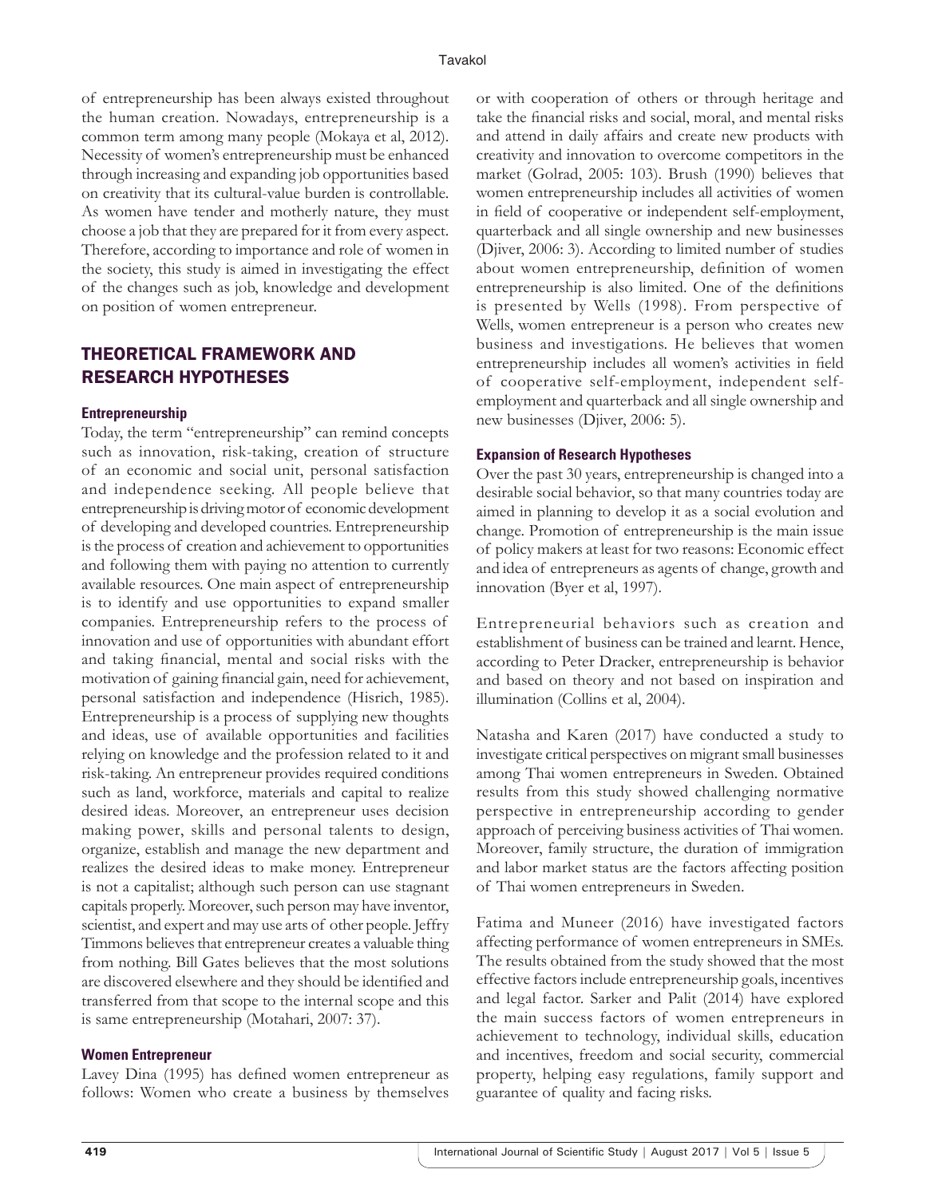of entrepreneurship has been always existed throughout the human creation. Nowadays, entrepreneurship is a common term among many people (Mokaya et al, 2012). Necessity of women's entrepreneurship must be enhanced through increasing and expanding job opportunities based on creativity that its cultural-value burden is controllable. As women have tender and motherly nature, they must choose a job that they are prepared for it from every aspect. Therefore, according to importance and role of women in the society, this study is aimed in investigating the effect of the changes such as job, knowledge and development on position of women entrepreneur.

## THEORETICAL FRAMEWORK AND RESEARCH HYPOTHESES

### Entrepreneurship

Today, the term "entrepreneurship" can remind concepts such as innovation, risk-taking, creation of structure of an economic and social unit, personal satisfaction and independence seeking. All people believe that entrepreneurship is driving motor of economic development of developing and developed countries. Entrepreneurship is the process of creation and achievement to opportunities and following them with paying no attention to currently available resources. One main aspect of entrepreneurship is to identify and use opportunities to expand smaller companies. Entrepreneurship refers to the process of innovation and use of opportunities with abundant effort and taking financial, mental and social risks with the motivation of gaining financial gain, need for achievement, personal satisfaction and independence (Hisrich, 1985). Entrepreneurship is a process of supplying new thoughts and ideas, use of available opportunities and facilities relying on knowledge and the profession related to it and risk-taking. An entrepreneur provides required conditions such as land, workforce, materials and capital to realize desired ideas. Moreover, an entrepreneur uses decision making power, skills and personal talents to design, organize, establish and manage the new department and realizes the desired ideas to make money. Entrepreneur is not a capitalist; although such person can use stagnant capitals properly. Moreover, such person may have inventor, scientist, and expert and may use arts of other people. Jeffry Timmons believes that entrepreneur creates a valuable thing from nothing. Bill Gates believes that the most solutions are discovered elsewhere and they should be identified and transferred from that scope to the internal scope and this is same entrepreneurship (Motahari, 2007: 37).

### Women Entrepreneur

Lavey Dina (1995) has defined women entrepreneur as follows: Women who create a business by themselves or with cooperation of others or through heritage and take the financial risks and social, moral, and mental risks and attend in daily affairs and create new products with creativity and innovation to overcome competitors in the market (Golrad, 2005: 103). Brush (1990) believes that women entrepreneurship includes all activities of women in field of cooperative or independent self-employment, quarterback and all single ownership and new businesses (Djiver, 2006: 3). According to limited number of studies about women entrepreneurship, definition of women entrepreneurship is also limited. One of the definitions is presented by Wells (1998). From perspective of Wells, women entrepreneur is a person who creates new business and investigations. He believes that women entrepreneurship includes all women's activities in field of cooperative self-employment, independent self-employment and quarterback and all single ownership and new businesses (Djiver, 2006: 5).

### Expansion of Research Hypotheses

Over the past 30 years, entrepreneurship is changed into a desirable social behavior, so that many countries today are aimed in planning to develop it as a social evolution and change. Promotion of entrepreneurship is the main issue of policy makers at least for two reasons: Economic effect and idea of entrepreneurs as agents of change, growth and innovation (Byer et al, 1997).

Entrepreneurial behaviors such as creation and establishment of business can be trained and learnt. Hence, according to Peter Dracker, entrepreneurship is behavior and based on theory and not based on inspiration and illumination (Collins et al, 2004).

Natasha and Karen (2017) have conducted a study to investigate critical perspectives on migrant small businesses among Thai women entrepreneurs in Sweden. Obtained results from this study showed challenging normative perspective in entrepreneurship according to gender approach of perceiving business activities of Thai women. Moreover, family structure, the duration of immigration and labor market status are the factors affecting position of Thai women entrepreneurs in Sweden.

Fatima and Muneer (2016) have investigated factors affecting performance of women entrepreneurs in SMEs. The results obtained from the study showed that the most effective factors include entrepreneurship goals, incentives and legal factor. Sarker and Palit (2014) have explored the main success factors of women entrepreneurs in achievement to technology, individual skills, education and incentives, freedom and social security, commercial property, helping easy regulations, family support and guarantee of quality and facing risks.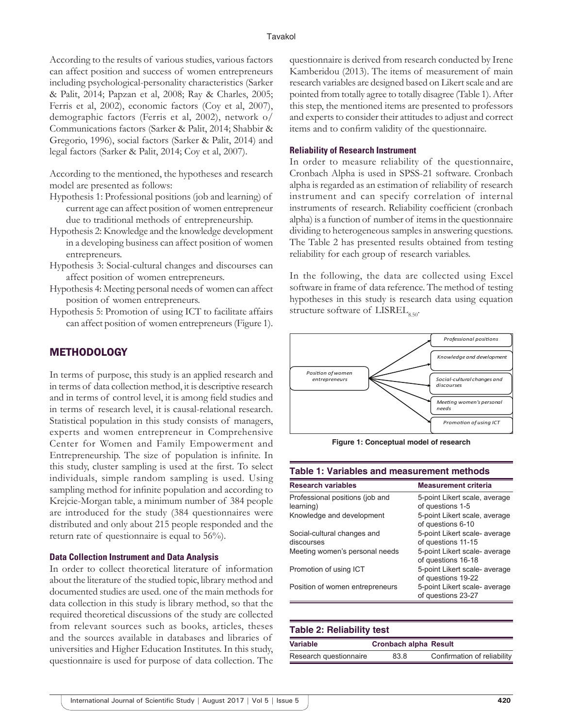According to the results of various studies, various factors can affect position and success of women entrepreneurs including psychological-personality characteristics (Sarker & Palit, 2014; Papzan et al, 2008; Ray & Charles, 2005; Ferris et al, 2002), economic factors (Coy et al, 2007), demographic factors (Ferris et al, 2002), network o/ Communications factors (Sarker & Palit, 2014; Shabbir & Gregorio, 1996), social factors (Sarker & Palit, 2014) and legal factors (Sarker & Palit, 2014; Coy et al, 2007).

According to the mentioned, the hypotheses and research model are presented as follows:

- Hypothesis 1: Professional positions (job and learning) of current age can affect position of women entrepreneur due to traditional methods of entrepreneurship.
- Hypothesis 2: Knowledge and the knowledge development in a developing business can affect position of women entrepreneurs.
- Hypothesis 3: Social-cultural changes and discourses can affect position of women entrepreneurs.
- Hypothesis 4: Meeting personal needs of women can affect position of women entrepreneurs.
- Hypothesis 5: Promotion of using ICT to facilitate affairs can affect position of women entrepreneurs (Figure 1).

## METHODOLOGY

In terms of purpose, this study is an applied research and in terms of data collection method, it is descriptive research and in terms of control level, it is among field studies and in terms of research level, it is causal-relational research. Statistical population in this study consists of managers, experts and women entrepreneur in Comprehensive Center for Women and Family Empowerment and Entrepreneurship. The size of population is infinite. In this study, cluster sampling is used at the first. To select individuals, simple random sampling is used. Using sampling method for infinite population and according to Krejcie-Morgan table, a minimum number of 384 people are introduced for the study (384 questionnaires were distributed and only about 215 people responded and the return rate of questionnaire is equal to 56%).

### Data Collection Instrument and Data Analysis

In order to collect theoretical literature of information about the literature of the studied topic, library method and documented studies are used. one of the main methods for data collection in this study is library method, so that the required theoretical discussions of the study are collected from relevant sources such as books, articles, theses and the sources available in databases and libraries of universities and Higher Education Institutes. In this study, questionnaire is used for purpose of data collection. The questionnaire is derived from research conducted by Irene Kamberidou (2013). The items of measurement of main research variables are designed based on Likert scale and are pointed from totally agree to totally disagree (Table 1). After this step, the mentioned items are presented to professors and experts to consider their attitudes to adjust and correct items and to confirm validity of the questionnaire.

### Reliability of Research Instrument

In order to measure reliability of the questionnaire, Cronbach Alpha is used in SPSS-21 software. Cronbach alpha is regarded as an estimation of reliability of research instrument and can specify correlation of internal instruments of research. Reliability coefficient (cronbach alpha) is a function of number of items in the questionnaire dividing to heterogeneous samples in answering questions. The Table 2 has presented results obtained from testing reliability for each group of research variables.

In the following, the data are collected using Excel software in frame of data reference. The method of testing hypotheses in this study is research data using equation structure software of $LISREL_{8.50}$.

Position of women entrepreneurs → Professional positions; Knowledge and development; Social-cultural changes and discourses; Meeting women's personal needs; Promotion of using ICT

**Figure 1: Conceptual model of research**

**Table 1: Variables and measurement methods**

| Research variables | Measurement criteria |
|---|---|
| Professional positions (job and learning) | 5-point Likert scale, average of questions 1-5 |
| Knowledge and development | 5-point Likert scale, average of questions 6-10 |
| Social-cultural changes and discourses | 5-point Likert scale- average of questions 11-15 |
| Meeting women's personal needs | 5-point Likert scale- average of questions 16-18 |
| Promotion of using ICT | 5-point Likert scale- average of questions 19-22 |
| Position of women entrepreneurs | 5-point Likert scale- average of questions 23-27 |

**Table 2: Reliability test**

| Variable | Cronbach alpha | Result |
|---|---|---|
| Research questionnaire | 83.8 | Confirmation of reliability |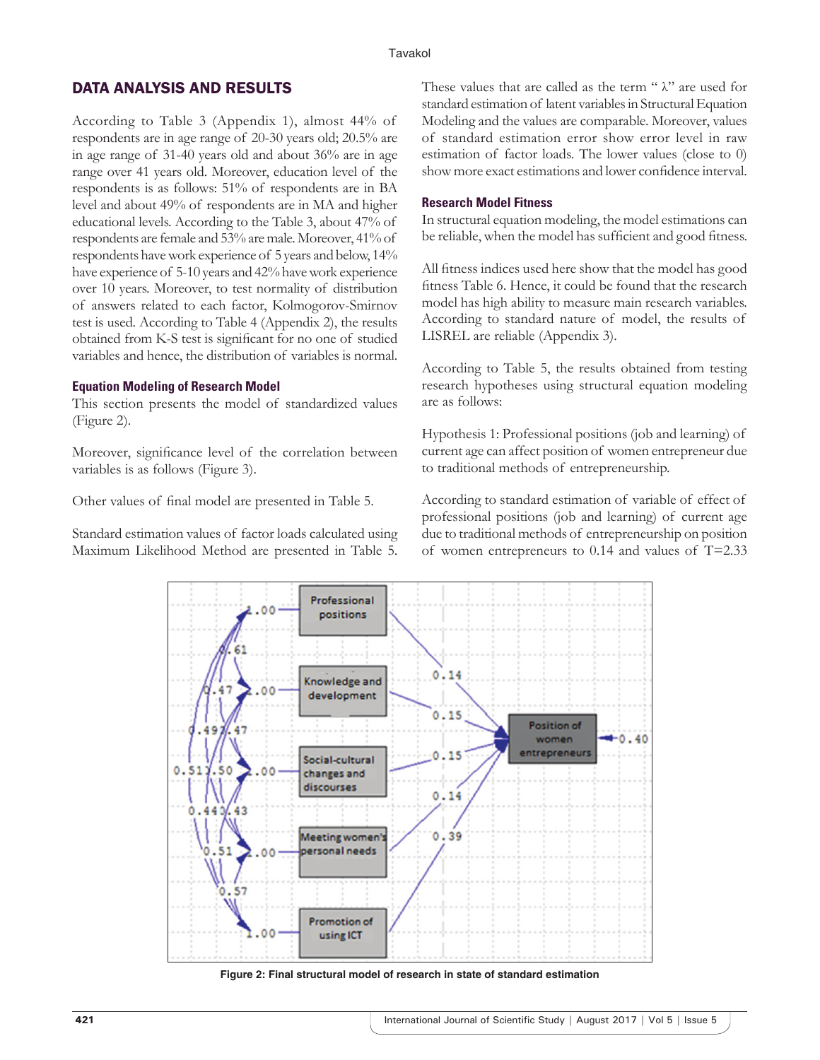## DATA ANALYSIS AND RESULTS

According to Table 3 (Appendix 1), almost 44% of respondents are in age range of 20-30 years old; 20.5% are in age range of 31-40 years old and about 36% are in age range over 41 years old. Moreover, education level of the respondents is as follows: 51% of respondents are in BA level and about 49% of respondents are in MA and higher educational levels. According to the Table 3, about 47% of respondents are female and 53% are male. Moreover, 41% of respondents have work experience of 5 years and below, 14% have experience of 5-10 years and 42% have work experience over 10 years. Moreover, to test normality of distribution of answers related to each factor, Kolmogorov-Smirnov test is used. According to Table 4 (Appendix 2), the results obtained from K-S test is significant for no one of studied variables and hence, the distribution of variables is normal.

### Equation Modeling of Research Model

This section presents the model of standardized values (Figure 2).

Moreover, significance level of the correlation between variables is as follows (Figure 3).

Other values of final model are presented in Table 5.

Standard estimation values of factor loads calculated using Maximum Likelihood Method are presented in Table 5. These values that are called as the term " λ" are used for standard estimation of latent variables in Structural Equation Modeling and the values are comparable. Moreover, values of standard estimation error show error level in raw estimation of factor loads. The lower values (close to 0) show more exact estimations and lower confidence interval.

### Research Model Fitness

In structural equation modeling, the model estimations can be reliable, when the model has sufficient and good fitness.

All fitness indices used here show that the model has good fitness Table 6. Hence, it could be found that the research model has high ability to measure main research variables. According to standard nature of model, the results of LISREL are reliable (Appendix 3).

According to Table 5, the results obtained from testing research hypotheses using structural equation modeling are as follows:

Hypothesis 1: Professional positions (job and learning) of current age can affect position of women entrepreneur due to traditional methods of entrepreneurship.

According to standard estimation of variable of effect of professional positions (job and learning) of current age due to traditional methods of entrepreneurship on position of women entrepreneurs to 0.14 and values of T=2.33

Figure 2: Final structural model of research in state of standard estimation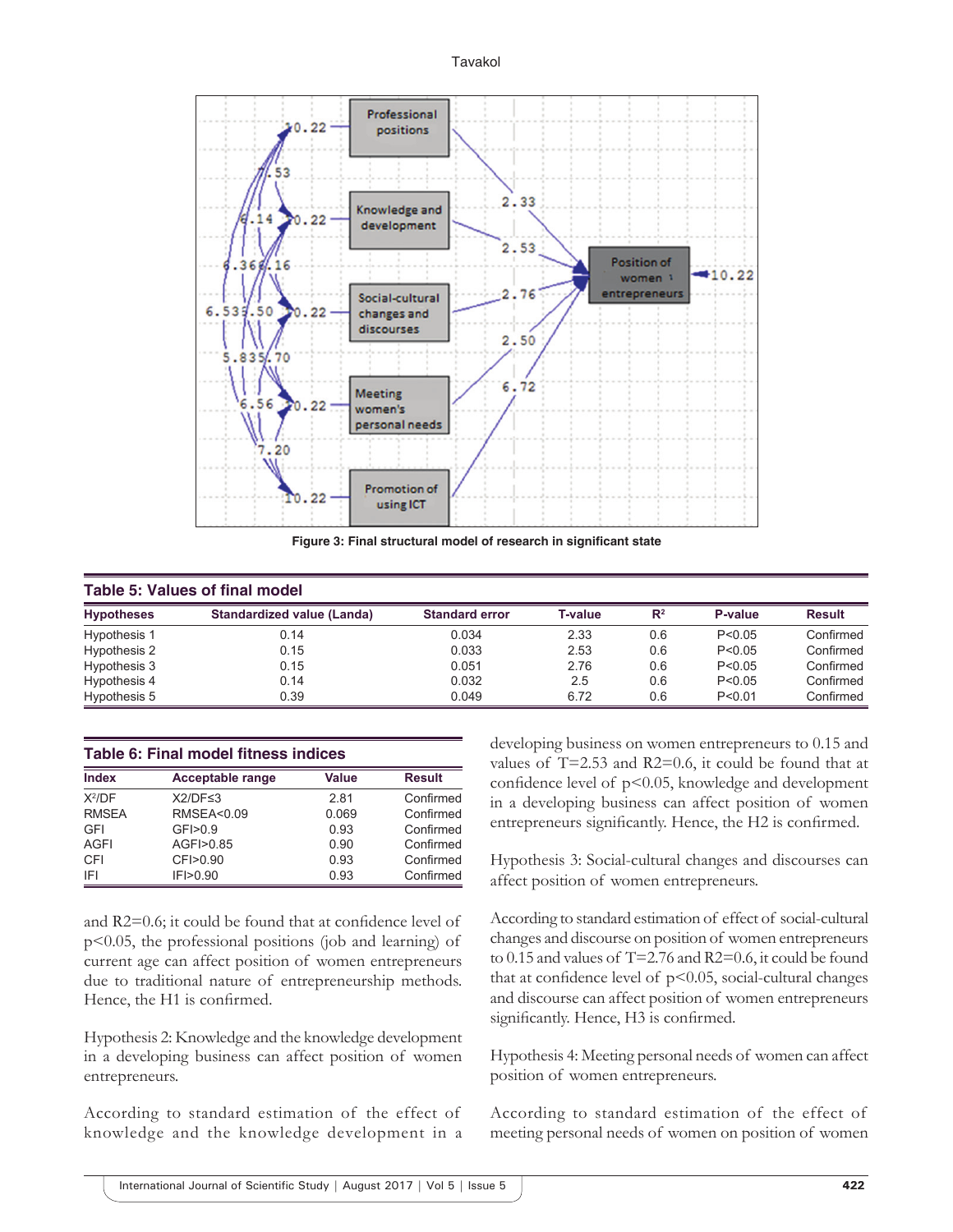Figure 3: Final structural model of research in significant state

**Table 5: Values of final model**

| Hypotheses | Standardized value (Landa) | Standard error | T-value | $R^2$ | P-value | Result |
|---|---|---|---|---|---|---|
| Hypothesis 1 | 0.14 | 0.034 | 2.33 | 0.6 | P<0.05 | Confirmed |
| Hypothesis 2 | 0.15 | 0.033 | 2.53 | 0.6 | P<0.05 | Confirmed |
| Hypothesis 3 | 0.15 | 0.051 | 2.76 | 0.6 | P<0.05 | Confirmed |
| Hypothesis 4 | 0.14 | 0.032 | 2.5 | 0.6 | P<0.05 | Confirmed |
| Hypothesis 5 | 0.39 | 0.049 | 6.72 | 0.6 | P<0.01 | Confirmed |

**Table 6: Final model fitness indices**

| Index | Acceptable range | Value | Result |
|---|---|---|---|
| $X^2$/DF | X2/DF≤3 | 2.81 | Confirmed |
| RMSEA | RMSEA<0.09 | 0.069 | Confirmed |
| GFI | GFI>0.9 | 0.93 | Confirmed |
| AGFI | AGFI>0.85 | 0.90 | Confirmed |
| CFI | CFI>0.90 | 0.93 | Confirmed |
| IFI | IFI>0.90 | 0.93 | Confirmed |

and R2=0.6; it could be found that at confidence level of p<0.05, the professional positions (job and learning) of current age can affect position of women entrepreneurs due to traditional nature of entrepreneurship methods. Hence, the H1 is confirmed.

Hypothesis 2: Knowledge and the knowledge development in a developing business can affect position of women entrepreneurs.

According to standard estimation of the effect of knowledge and the knowledge development in a developing business on women entrepreneurs to 0.15 and values of T=2.53 and R2=0.6, it could be found that at confidence level of p<0.05, knowledge and development in a developing business can affect position of women entrepreneurs significantly. Hence, the H2 is confirmed.

Hypothesis 3: Social-cultural changes and discourses can affect position of women entrepreneurs.

According to standard estimation of effect of social-cultural changes and discourse on position of women entrepreneurs to 0.15 and values of T=2.76 and R2=0.6, it could be found that at confidence level of p<0.05, social-cultural changes and discourse can affect position of women entrepreneurs significantly. Hence, H3 is confirmed.

Hypothesis 4: Meeting personal needs of women can affect position of women entrepreneurs.

According to standard estimation of the effect of meeting personal needs of women on position of women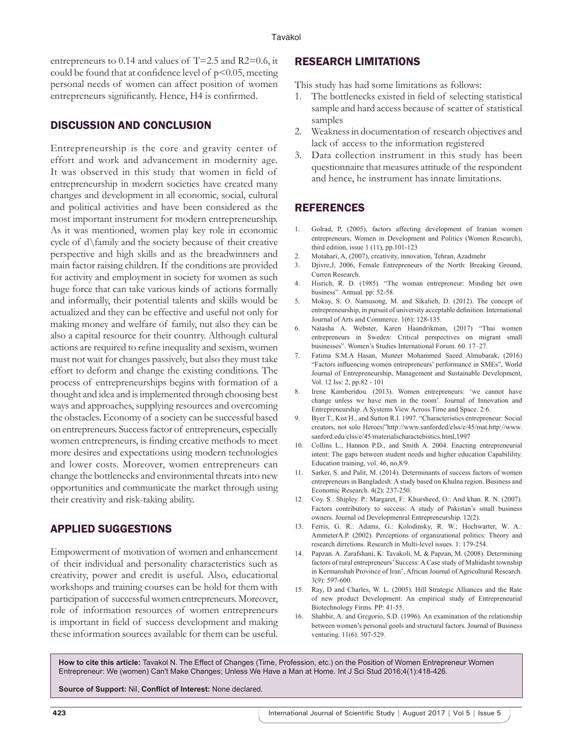entrepreneurs to 0.14 and values of T=2.5 and R2=0.6, it could be found that at confidence level of $p<0.05$, meeting personal needs of women can affect position of women entrepreneurs significantly. Hence, H4 is confirmed.

## DISCUSSION AND CONCLUSION

Entrepreneurship is the core and gravity center of effort and work and advancement in modernity age. It was observed in this study that women in field of entrepreneurship in modern societies have created many changes and development in all economic, social, cultural and political activities and have been considered as the most important instrument for modern entrepreneurship. As it was mentioned, women play key role in economic cycle of d\family and the society because of their creative perspective and high skills and as the breadwinners and main factor raising children. If the conditions are provided for activity and employment in society for women as such huge force that can take various kinds of actions formally and informally, their potential talents and skills would be actualized and they can be effective and useful not only for making money and welfare of family, nut also they can be also a capital resource for their country. Although cultural actions are required to refine inequality and sexism, women must not wait for changes passively, but also they must take effort to deform and change the existing conditions. The process of entrepreneurships begins with formation of a thought and idea and is implemented through choosing best ways and approaches, supplying resources and overcoming the obstacles. Economy of a society can be successful based on entrepreneurs. Success factor of entrepreneurs, especially women entrepreneurs, is finding creative methods to meet more desires and expectations using modern technologies and lower costs. Moreover, women entrepreneurs can change the bottlenecks and environmental threats into new opportunities and communicate the market through using their creativity and risk-taking ability.

## APPLIED SUGGESTIONS

Empowerment of motivation of women and enhancement of their individual and personality characteristics such as creativity, power and credit is useful. Also, educational workshops and training courses can be hold for them with participation of successful women entrepreneurs. Moreover, role of information resources of women entrepreneurs is important in field of success development and making these information sources available for them can be useful.

## RESEARCH LIMITATIONS

This study has had some limitations as follows:

1. The bottlenecks existed in field of selecting statistical sample and hard access because of scatter of statistical samples
2. Weakness in documentation of research objectives and lack of access to the information registered
3. Data collection instrument in this study has been questionnaire that measures attitude of the respondent and hence, he instrument has innate limitations.

## REFERENCES

1. Golrad, P, (2005), factors affecting development of Iranian women entrepreneurs, Women in Development and Politics (Women Research), third edition, issue 1 (11), pp.101-123
2. Motahari, A, (2007), creativity, innovation, Tehran, Azadmehr
3. Djivre,J, 2006, Female Entrepreneurs of the North: Breaking Ground, Curren Research.
4. Hisrich, R. D. (1985). "The woman entrepreneur: Minding her own business". Annual. pp: 52-58.
5. Mokay, S. O. Namusong, M. and Sikalieh, D. (2012). The concept of entrepreneurship, in pursuit of university acceptable definition. International Journal of Arts and Commerce. 1(6): 128-135.
6. Natasha A. Webster, Karen Haandrikman, (2017) "Thai women entrepreneurs in Sweden: Critical perspectives on migrant small businesses". Women's Studies International Forum. 60. 17–27.
7. Fatima S.M.A Hasan, Muneer Mohammed Saeed Almubarak, (2016) "Factors influencing women entrepreneurs' performance in SMEs", World Journal of Entrepreneurship, Management and Sustainable Development, Vol. 12 Iss: 2, pp.82 - 101
8. Irene Kamberidou. (2013). Women entrepreneurs: 'we cannot have change unless we have men in the room'. Journal of Innovation and Entrepreneurship. A Systems View Across Time and Space. 2:6.
9. Byer T., Kist H., and Sutton R.I. 1997. "Characteristics entrepreneur: Social creators, not solo Heroes|"http://www.sanforded/clss/e/45/mat.http://www.sanford.edu/clss/e/45/materialscharactebistics.html,1997
10. Collins L., Hannon P.D., and Smith A. 2004. Enacting entrepreneurial intent: The gaps between student needs and higher education Capabilility. Education training, vol. 46, no,8/9.
11. Sarker, S. and Palit, M. (2014). Determinants of success factors of women entrepreneurs in Bangladesh: A study based on Khulna region. Business and Economic Research. 4(2): 237-250.
12. Coy. S.: Shipley. P.: Margaret, F.: Khursheed, O.: And khan. R. N. (2007). Factors contributory to success: A study of Pakistan's small business owners. Journal od Developmenral Entrepreneurship. 12(2).
13. Ferris, G. R.: Adams, G.: Kolodinsky, R. W.; Hochwarter, W. A.: AmmeterA.P. (2002). Perceptions of organizational politics: Theory and research dirrctions. Research in Multi-level issues. 1: 179-254.
14. Papzan. A. Zarafshani, K: Tavakoli, M, & Papzan, M. (2008). Determining factors of rural entrepreneurs' Success: A Case study of Mahidasht township in Kermanshah Province of Iran', African Journal of Agricultural Research. 3(9): 597-600.
15. Ray, D and Charles, W. L. (2005). Hill Strategic Alliances and the Rate of new product Development: An empirical study of Entrepreneurial Biotechnology Firms. PP: 41-55.
16. Shabbir, A. and Gregorio, S.D. (1996). An examination of the relationship between women's personal gools and structural factors. Journal of Business venturing. 11(6). 507-529.

**How to cite this article:** Tavakol N. The Effect of Changes (Time, Profession, etc.) on the Position of Women Entrepreneur Women Entrepreneur: We (women) Can't Make Changes; Unless We Have a Man at Home. Int J Sci Stud 2016;4(1):418-426.

**Source of Support:** Nil, **Conflict of Interest:** None declared.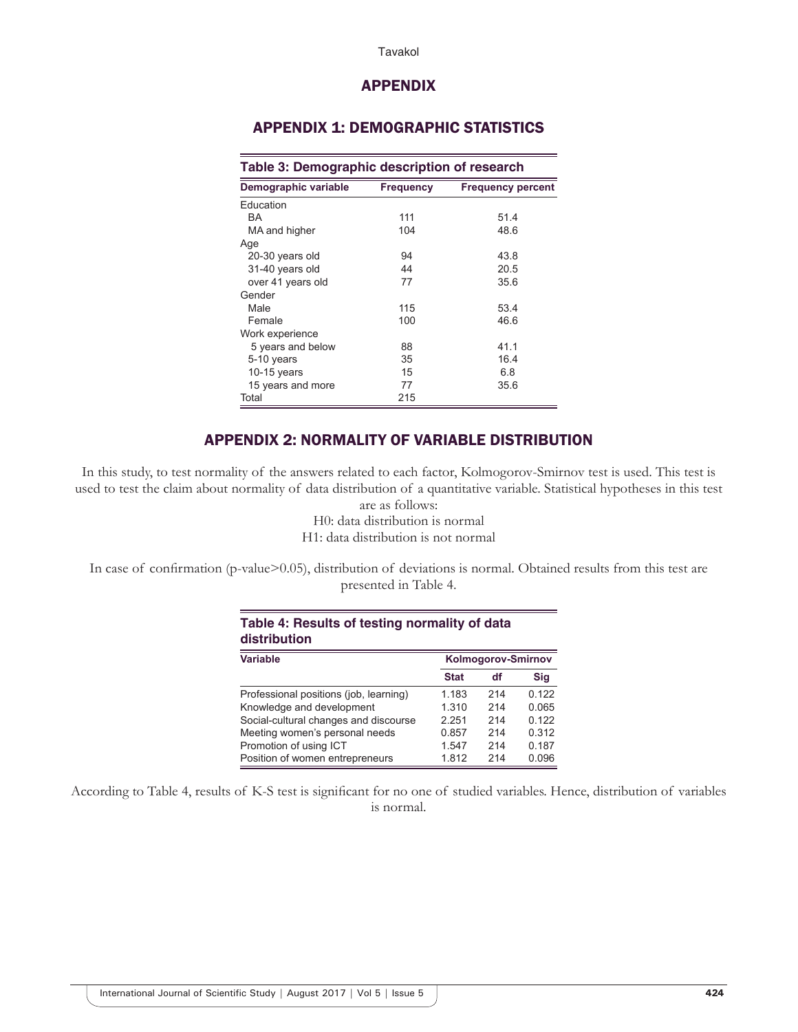# APPENDIX

## APPENDIX 1: DEMOGRAPHIC STATISTICS

**Table 3: Demographic description of research**

| Demographic variable | Frequency | Frequency percent |
|---|---|---|
| Education | | |
| BA | 111 | 51.4 |
| MA and higher | 104 | 48.6 |
| Age | | |
| 20-30 years old | 94 | 43.8 |
| 31-40 years old | 44 | 20.5 |
| over 41 years old | 77 | 35.6 |
| Gender | | |
| Male | 115 | 53.4 |
| Female | 100 | 46.6 |
| Work experience | | |
| 5 years and below | 88 | 41.1 |
| 5-10 years | 35 | 16.4 |
| 10-15 years | 15 | 6.8 |
| 15 years and more | 77 | 35.6 |
| Total | 215 | |

## APPENDIX 2: NORMALITY OF VARIABLE DISTRIBUTION

In this study, to test normality of the answers related to each factor, Kolmogorov-Smirnov test is used. This test is used to test the claim about normality of data distribution of a quantitative variable. Statistical hypotheses in this test are as follows:

H0: data distribution is normal

H1: data distribution is not normal

In case of confirmation (p-value>0.05), distribution of deviations is normal. Obtained results from this test are presented in Table 4.

**Table 4: Results of testing normality of data distribution**

| Variable | Kolmogorov-Smirnov | | |
|---|---|---|---|
| | Stat | df | Sig |
| Professional positions (job, learning) | 1.183 | 214 | 0.122 |
| Knowledge and development | 1.310 | 214 | 0.065 |
| Social-cultural changes and discourse | 2.251 | 214 | 0.122 |
| Meeting women's personal needs | 0.857 | 214 | 0.312 |
| Promotion of using ICT | 1.547 | 214 | 0.187 |
| Position of women entrepreneurs | 1.812 | 214 | 0.096 |

According to Table 4, results of K-S test is significant for no one of studied variables. Hence, distribution of variables is normal.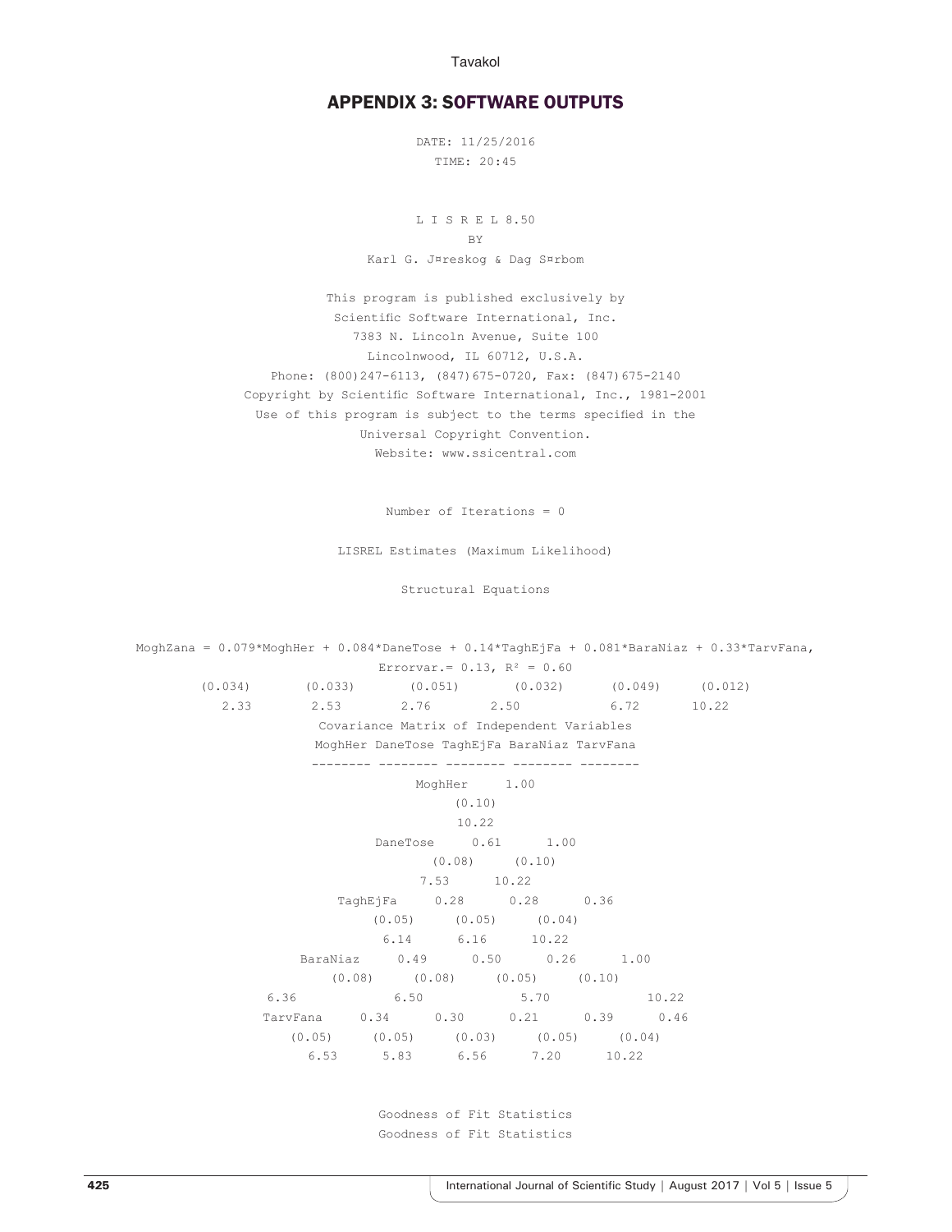## APPENDIX 3: SOFTWARE OUTPUTS

```
DATE: 11/25/2016
TIME: 20:45


L I S R E L 8.50
BY
Karl G. J¤reskog & Dag S¤rbom

This program is published exclusively by
Scientific Software International, Inc.
7383 N. Lincoln Avenue, Suite 100
Lincolnwood, IL 60712, U.S.A.
Phone: (800)247-6113, (847)675-0720, Fax: (847)675-2140
Copyright by Scientific Software International, Inc., 1981-2001
Use of this program is subject to the terms specified in the
Universal Copyright Convention.
Website: www.ssicentral.com


Number of Iterations = 0

LISREL Estimates (Maximum Likelihood)

Structural Equations


MoghZana = 0.079*MoghHer + 0.084*DaneTose + 0.14*TaghEjFa + 0.081*BaraNiaz + 0.33*TarvFana,
              Errorvar.= 0.13, R² = 0.60
   (0.034)     (0.033)     (0.051)     (0.032)     (0.049)     (0.012)
    2.33        2.53        2.76        2.50        6.72        10.22

              Covariance Matrix of Independent Variables

              MoghHer DaneTose TaghEjFa BaraNiaz TarvFana
              -------- -------- -------- -------- --------
   MoghHer     1.00
              (0.10)
              10.22
  DaneTose     0.61      1.00
              (0.08)    (0.10)
               7.53     10.22
  TaghEjFa     0.28      0.28      0.36
              (0.05)    (0.05)    (0.04)
               6.14      6.16     10.22
  BaraNiaz     0.49      0.50      0.26      1.00
              (0.08)    (0.08)    (0.05)    (0.10)
               6.36      6.50      5.70     10.22
  TarvFana     0.34      0.30      0.21      0.39      0.46
              (0.05)    (0.05)    (0.03)    (0.05)    (0.04)
               6.53      5.83      6.56      7.20     10.22


Goodness of Fit Statistics
Goodness of Fit Statistics
```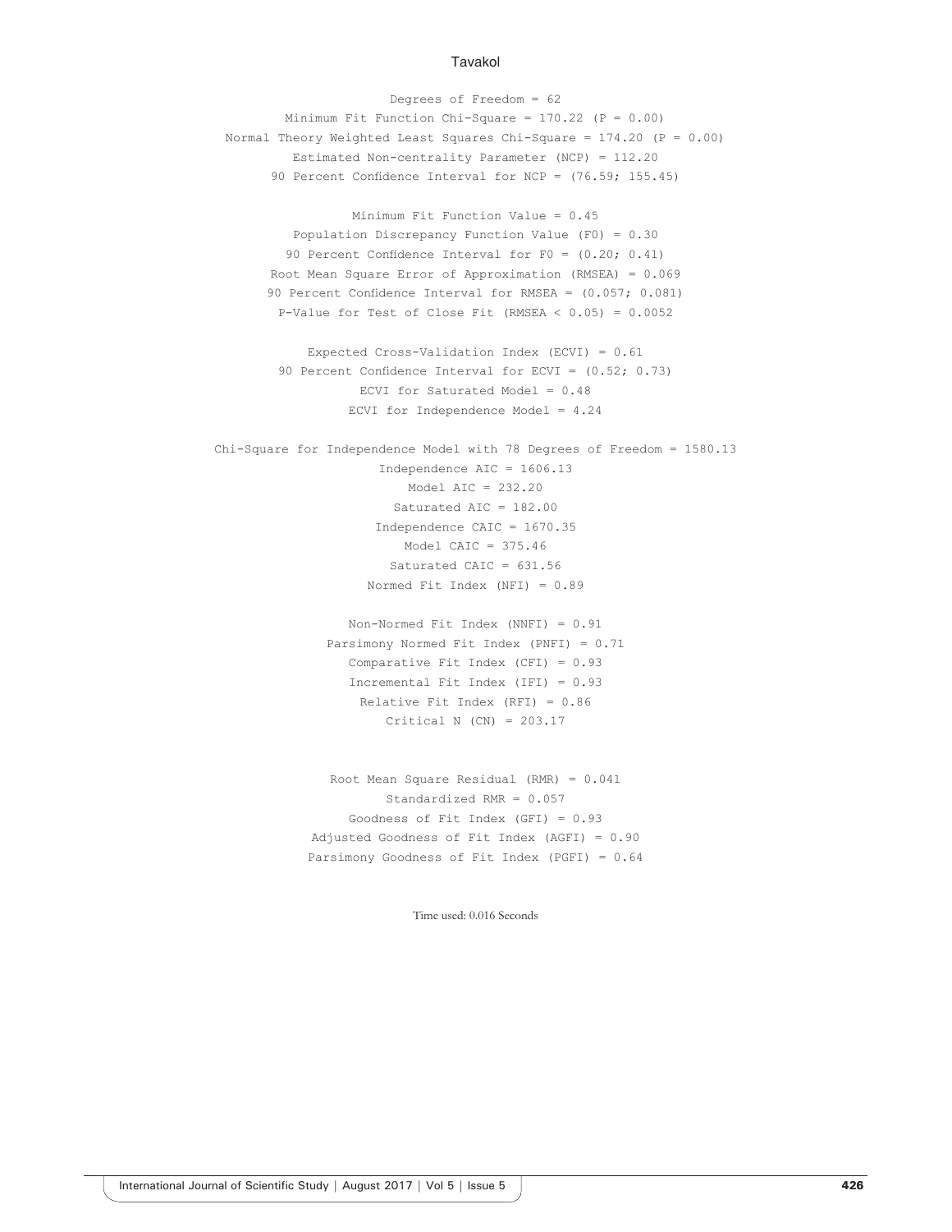```
Degrees of Freedom = 62
Minimum Fit Function Chi-Square = 170.22 (P = 0.00)
Normal Theory Weighted Least Squares Chi-Square = 174.20 (P = 0.00)
Estimated Non-centrality Parameter (NCP) = 112.20
90 Percent Confidence Interval for NCP = (76.59; 155.45)

Minimum Fit Function Value = 0.45
Population Discrepancy Function Value (F0) = 0.30
90 Percent Confidence Interval for F0 = (0.20; 0.41)
Root Mean Square Error of Approximation (RMSEA) = 0.069
90 Percent Confidence Interval for RMSEA = (0.057; 0.081)
P-Value for Test of Close Fit (RMSEA < 0.05) = 0.0052

Expected Cross-Validation Index (ECVI) = 0.61
90 Percent Confidence Interval for ECVI = (0.52; 0.73)
ECVI for Saturated Model = 0.48
ECVI for Independence Model = 4.24

Chi-Square for Independence Model with 78 Degrees of Freedom = 1580.13
Independence AIC = 1606.13
Model AIC = 232.20
Saturated AIC = 182.00
Independence CAIC = 1670.35
Model CAIC = 375.46
Saturated CAIC = 631.56
Normed Fit Index (NFI) = 0.89

Non-Normed Fit Index (NNFI) = 0.91
Parsimony Normed Fit Index (PNFI) = 0.71
Comparative Fit Index (CFI) = 0.93
Incremental Fit Index (IFI) = 0.93
Relative Fit Index (RFI) = 0.86
Critical N (CN) = 203.17


Root Mean Square Residual (RMR) = 0.041
Standardized RMR = 0.057
Goodness of Fit Index (GFI) = 0.93
Adjusted Goodness of Fit Index (AGFI) = 0.90
Parsimony Goodness of Fit Index (PGFI) = 0.64
```

Time used: 0.016 Seconds